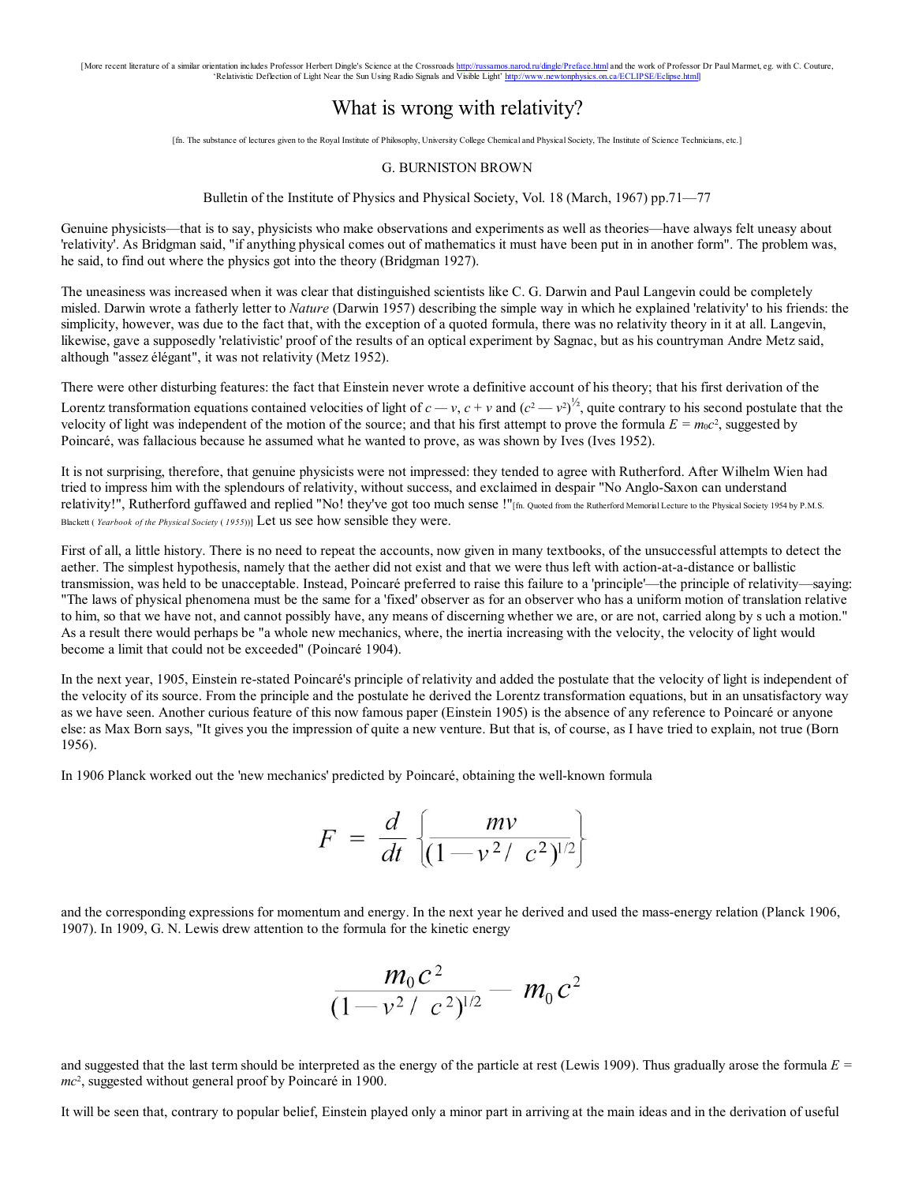[More recent literature of a similar orientation includes Professor Herbert Dingle's Science at the Crossroads http://russamos.narod.ru/dingle/Preface.html and the work of Professor Dr Paul Marmet, eg. with C. Couture, 'Relativistic Deflection of Light Near the Sun Using Radio Signals and Visible Light' http://www.newtonphysics.on.ca/ECLIPSE/Eclipse.html]

# What is wrong with relativity?

[fn. The substance of lectures given to the Royal Institute of Philosophy, University College Chemical and Physical Society, The Institute of Science Technicians, etc.]

G. BURNISTON BROWN

Bulletin of the Institute of Physics and Physical Society, Vol. 18 (March, 1967) pp.71—77

Genuine physicists—that is to say, physicists who make observations and experiments as well as theories—have always felt uneasy about 'relativity'. As Bridgman said, "if anything physical comes out of mathematics it must have been put in in another form". The problem was, he said, to find out where the physics got into the theory (Bridgman 1927).

The uneasiness was increased when it was clear that distinguished scientists like C. G. Darwin and Paul Langevin could be completely misled. Darwin wrote a fatherly letter to *Nature* (Darwin 1957) describing the simple way in which he explained 'relativity' to his friends: the simplicity, however, was due to the fact that, with the exception of a quoted formula, there was no relativity theory in it at all. Langevin, likewise, gave a supposedly 'relativistic' proof of the results of an optical experiment by Sagnac, but as his countryman Andre Metz said, although "assez élégant", it was not relativity (Metz 1952).

There were other disturbing features: the fact that Einstein never wrote a definitive account of his theory; that his first derivation of the Lorentz transformation equations contained velocities of light of $c - v$, $c + v$ and $(c^2 - v^2)^{1/2}$, quite contrary to his second postulate that the velocity of light was independent of the motion of the source; and that his first attempt to prove the formula $E = m_0c^2$, suggested by Poincaré, was fallacious because he assumed what he wanted to prove, as was shown by Ives (Ives 1952).

It is not surprising, therefore, that genuine physicists were not impressed: they tended to agree with Rutherford. After Wilhelm Wien had tried to impress him with the splendours of relativity, without success, and exclaimed in despair "No Anglo-Saxon can understand relativity!", Rutherford guffawed and replied "No! they've got too much sense !"[fn. Quoted from the Rutherford Memorial Lecture to the Physical Society 1954 by P.M.S. Blackett ( *Yearbook of the Physical Society* ( *1955*))] Let us see how sensible they were.

First of all, a little history. There is no need to repeat the accounts, now given in many textbooks, of the unsuccessful attempts to detect the aether. The simplest hypothesis, namely that the aether did not exist and that we were thus left with action-at-a-distance or ballistic transmission, was held to be unacceptable. Instead, Poincaré preferred to raise this failure to a 'principle'—the principle of relativity—saying: "The laws of physical phenomena must be the same for a 'fixed' observer as for an observer who has a uniform motion of translation relative to him, so that we have not, and cannot possibly have, any means of discerning whether we are, or are not, carried along by s uch a motion." As a result there would perhaps be "a whole new mechanics, where, the inertia increasing with the velocity, the velocity of light would become a limit that could not be exceeded" (Poincaré 1904).

In the next year, 1905, Einstein re-stated Poincaré's principle of relativity and added the postulate that the velocity of light is independent of the velocity of its source. From the principle and the postulate he derived the Lorentz transformation equations, but in an unsatisfactory way as we have seen. Another curious feature of this now famous paper (Einstein 1905) is the absence of any reference to Poincaré or anyone else: as Max Born says, "It gives you the impression of quite a new venture. But that is, of course, as I have tried to explain, not true (Born 1956).

In 1906 Planck worked out the 'new mechanics' predicted by Poincaré, obtaining the well-known formula

$$F = \frac{d}{dt}\left\{\frac{mv}{(1 - v^2/\ c^2)^{1/2}}\right\}$$

and the corresponding expressions for momentum and energy. In the next year he derived and used the mass-energy relation (Planck 1906, 1907). In 1909, G. N. Lewis drew attention to the formula for the kinetic energy

$$\frac{m_0 c^2}{(1 - v^2/\ c^2)^{1/2}} - m_0 c^2$$

and suggested that the last term should be interpreted as the energy of the particle at rest (Lewis 1909). Thus gradually arose the formula $E = mc^2$, suggested without general proof by Poincaré in 1900.

It will be seen that, contrary to popular belief, Einstein played only a minor part in arriving at the main ideas and in the derivation of useful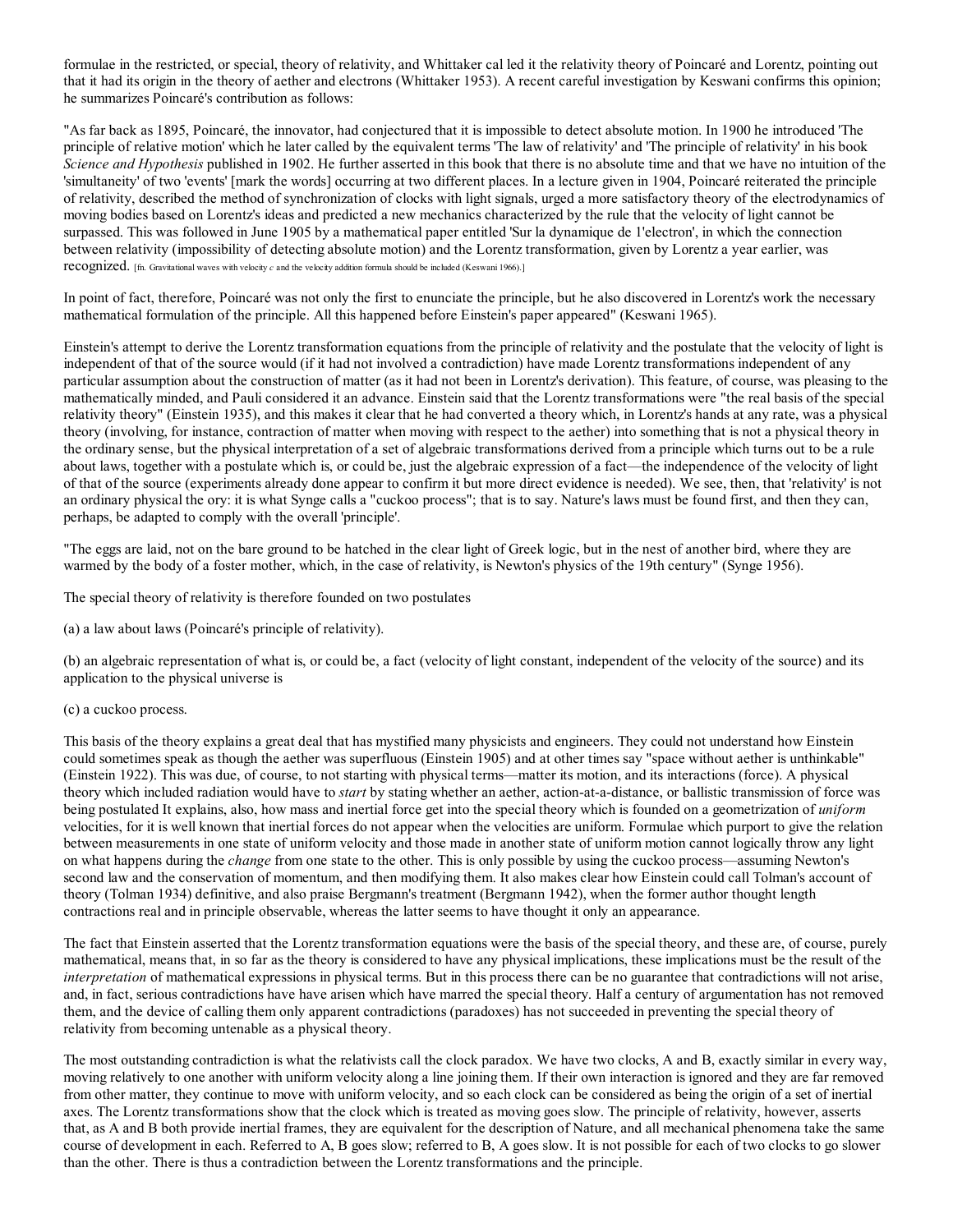formulae in the restricted, or special, theory of relativity, and Whittaker cal led it the relativity theory of Poincaré and Lorentz, pointing out that it had its origin in the theory of aether and electrons (Whittaker 1953). A recent careful investigation by Keswani confirms this opinion; he summarizes Poincaré's contribution as follows:

"As far back as 1895, Poincaré, the innovator, had conjectured that it is impossible to detect absolute motion. In 1900 he introduced 'The principle of relative motion' which he later called by the equivalent terms 'The law of relativity' and 'The principle of relativity' in his book *Science and Hypothesis* published in 1902. He further asserted in this book that there is no absolute time and that we have no intuition of the 'simultaneity' of two 'events' [mark the words] occurring at two different places. In a lecture given in 1904, Poincaré reiterated the principle of relativity, described the method of synchronization of clocks with light signals, urged a more satisfactory theory of the electrodynamics of moving bodies based on Lorentz's ideas and predicted a new mechanics characterized by the rule that the velocity of light cannot be surpassed. This was followed in June 1905 by a mathematical paper entitled 'Sur la dynamique de 1'electron', in which the connection between relativity (impossibility of detecting absolute motion) and the Lorentz transformation, given by Lorentz a year earlier, was recognized. [fn. Gravitational waves with velocity *c* and the velocity addition formula should be included (Keswani 1966).]

In point of fact, therefore, Poincaré was not only the first to enunciate the principle, but he also discovered in Lorentz's work the necessary mathematical formulation of the principle. All this happened before Einstein's paper appeared" (Keswani 1965).

Einstein's attempt to derive the Lorentz transformation equations from the principle of relativity and the postulate that the velocity of light is independent of that of the source would (if it had not involved a contradiction) have made Lorentz transformations independent of any particular assumption about the construction of matter (as it had not been in Lorentz's derivation). This feature, of course, was pleasing to the mathematically minded, and Pauli considered it an advance. Einstein said that the Lorentz transformations were "the real basis of the special relativity theory" (Einstein 1935), and this makes it clear that he had converted a theory which, in Lorentz's hands at any rate, was a physical theory (involving, for instance, contraction of matter when moving with respect to the aether) into something that is not a physical theory in the ordinary sense, but the physical interpretation of a set of algebraic transformations derived from a principle which turns out to be a rule about laws, together with a postulate which is, or could be, just the algebraic expression of a fact—the independence of the velocity of light of that of the source (experiments already done appear to confirm it but more direct evidence is needed). We see, then, that 'relativity' is not an ordinary physical the ory: it is what Synge calls a "cuckoo process"; that is to say. Nature's laws must be found first, and then they can, perhaps, be adapted to comply with the overall 'principle'.

"The eggs are laid, not on the bare ground to be hatched in the clear light of Greek logic, but in the nest of another bird, where they are warmed by the body of a foster mother, which, in the case of relativity, is Newton's physics of the 19th century" (Synge 1956).

The special theory of relativity is therefore founded on two postulates

(a) a law about laws (Poincaré's principle of relativity).

(b) an algebraic representation of what is, or could be, a fact (velocity of light constant, independent of the velocity of the source) and its application to the physical universe is

(c) a cuckoo process.

This basis of the theory explains a great deal that has mystified many physicists and engineers. They could not understand how Einstein could sometimes speak as though the aether was superfluous (Einstein 1905) and at other times say "space without aether is unthinkable" (Einstein 1922). This was due, of course, to not starting with physical terms—matter its motion, and its interactions (force). A physical theory which included radiation would have to *start* by stating whether an aether, action-at-a-distance, or ballistic transmission of force was being postulated It explains, also, how mass and inertial force get into the special theory which is founded on a geometrization of *uniform* velocities, for it is well known that inertial forces do not appear when the velocities are uniform. Formulae which purport to give the relation between measurements in one state of uniform velocity and those made in another state of uniform motion cannot logically throw any light on what happens during the *change* from one state to the other. This is only possible by using the cuckoo process—assuming Newton's second law and the conservation of momentum, and then modifying them. It also makes clear how Einstein could call Tolman's account of theory (Tolman 1934) definitive, and also praise Bergmann's treatment (Bergmann 1942), when the former author thought length contractions real and in principle observable, whereas the latter seems to have thought it only an appearance.

The fact that Einstein asserted that the Lorentz transformation equations were the basis of the special theory, and these are, of course, purely mathematical, means that, in so far as the theory is considered to have any physical implications, these implications must be the result of the *interpretation* of mathematical expressions in physical terms. But in this process there can be no guarantee that contradictions will not arise, and, in fact, serious contradictions have have arisen which have marred the special theory. Half a century of argumentation has not removed them, and the device of calling them only apparent contradictions (paradoxes) has not succeeded in preventing the special theory of relativity from becoming untenable as a physical theory.

The most outstanding contradiction is what the relativists call the clock paradox. We have two clocks, A and B, exactly similar in every way, moving relatively to one another with uniform velocity along a line joining them. If their own interaction is ignored and they are far removed from other matter, they continue to move with uniform velocity, and so each clock can be considered as being the origin of a set of inertial axes. The Lorentz transformations show that the clock which is treated as moving goes slow. The principle of relativity, however, asserts that, as A and B both provide inertial frames, they are equivalent for the description of Nature, and all mechanical phenomena take the same course of development in each. Referred to A, B goes slow; referred to B, A goes slow. It is not possible for each of two clocks to go slower than the other. There is thus a contradiction between the Lorentz transformations and the principle.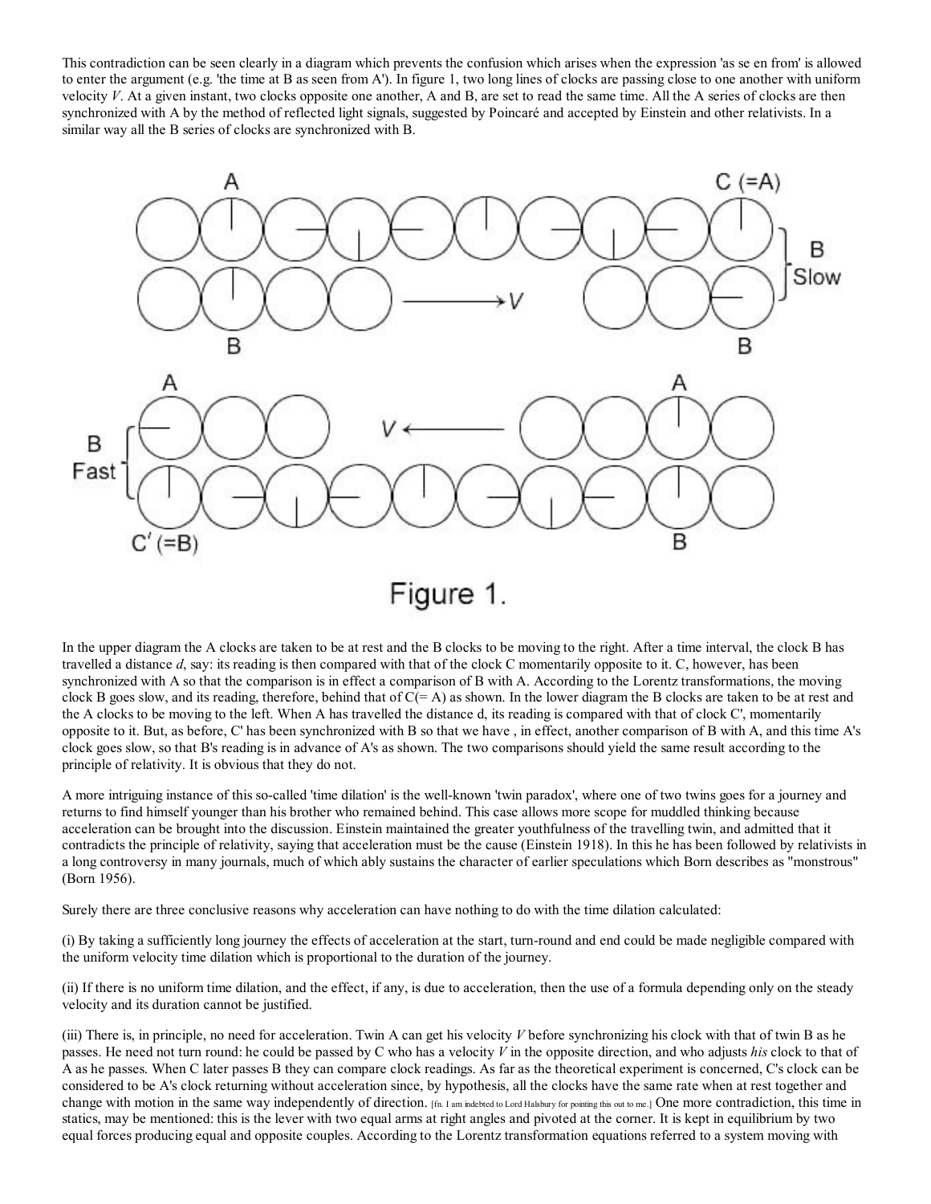This contradiction can be seen clearly in a diagram which prevents the confusion which arises when the expression 'as se en from' is allowed to enter the argument (e.g. 'the time at B as seen from A'). In figure 1, two long lines of clocks are passing close to one another with uniform velocity $V$. At a given instant, two clocks opposite one another, A and B, are set to read the same time. All the A series of clocks are then synchronized with A by the method of reflected light signals, suggested by Poincaré and accepted by Einstein and other relativists. In a similar way all the B series of clocks are synchronized with B.

Figure 1.

In the upper diagram the A clocks are taken to be at rest and the B clocks to be moving to the right. After a time interval, the clock B has travelled a distance $d$, say: its reading is then compared with that of the clock C momentarily opposite to it. C, however, has been synchronized with A so that the comparison is in effect a comparison of B with A. According to the Lorentz transformations, the moving clock B goes slow, and its reading, therefore, behind that of C(= A) as shown. In the lower diagram the B clocks are taken to be at rest and the A clocks to be moving to the left. When A has travelled the distance d, its reading is compared with that of clock C', momentarily opposite to it. But, as before, C' has been synchronized with B so that we have , in effect, another comparison of B with A, and this time A's clock goes slow, so that B's reading is in advance of A's as shown. The two comparisons should yield the same result according to the principle of relativity. It is obvious that they do not.

A more intriguing instance of this so-called 'time dilation' is the well-known 'twin paradox', where one of two twins goes for a journey and returns to find himself younger than his brother who remained behind. This case allows more scope for muddled thinking because acceleration can be brought into the discussion. Einstein maintained the greater youthfulness of the travelling twin, and admitted that it contradicts the principle of relativity, saying that acceleration must be the cause (Einstein 1918). In this he has been followed by relativists in a long controversy in many journals, much of which ably sustains the character of earlier speculations which Born describes as "monstrous" (Born 1956).

Surely there are three conclusive reasons why acceleration can have nothing to do with the time dilation calculated:

(i) By taking a sufficiently long journey the effects of acceleration at the start, turn-round and end could be made negligible compared with the uniform velocity time dilation which is proportional to the duration of the journey.

(ii) If there is no uniform time dilation, and the effect, if any, is due to acceleration, then the use of a formula depending only on the steady velocity and its duration cannot be justified.

(iii) There is, in principle, no need for acceleration. Twin A can get his velocity $V$ before synchronizing his clock with that of twin B as he passes. He need not turn round: he could be passed by C who has a velocity $V$ in the opposite direction, and who adjusts *his* clock to that of A as he passes. When C later passes B they can compare clock readings. As far as the theoretical experiment is concerned, C's clock can be considered to be A's clock returning without acceleration since, by hypothesis, all the clocks have the same rate when at rest together and change with motion in the same way independently of direction. [fn. I am indebted to Lord Halsbury for pointing this out to me.] One more contradiction, this time in statics, may be mentioned: this is the lever with two equal arms at right angles and pivoted at the corner. It is kept in equilibrium by two equal forces producing equal and opposite couples. According to the Lorentz transformation equations referred to a system moving with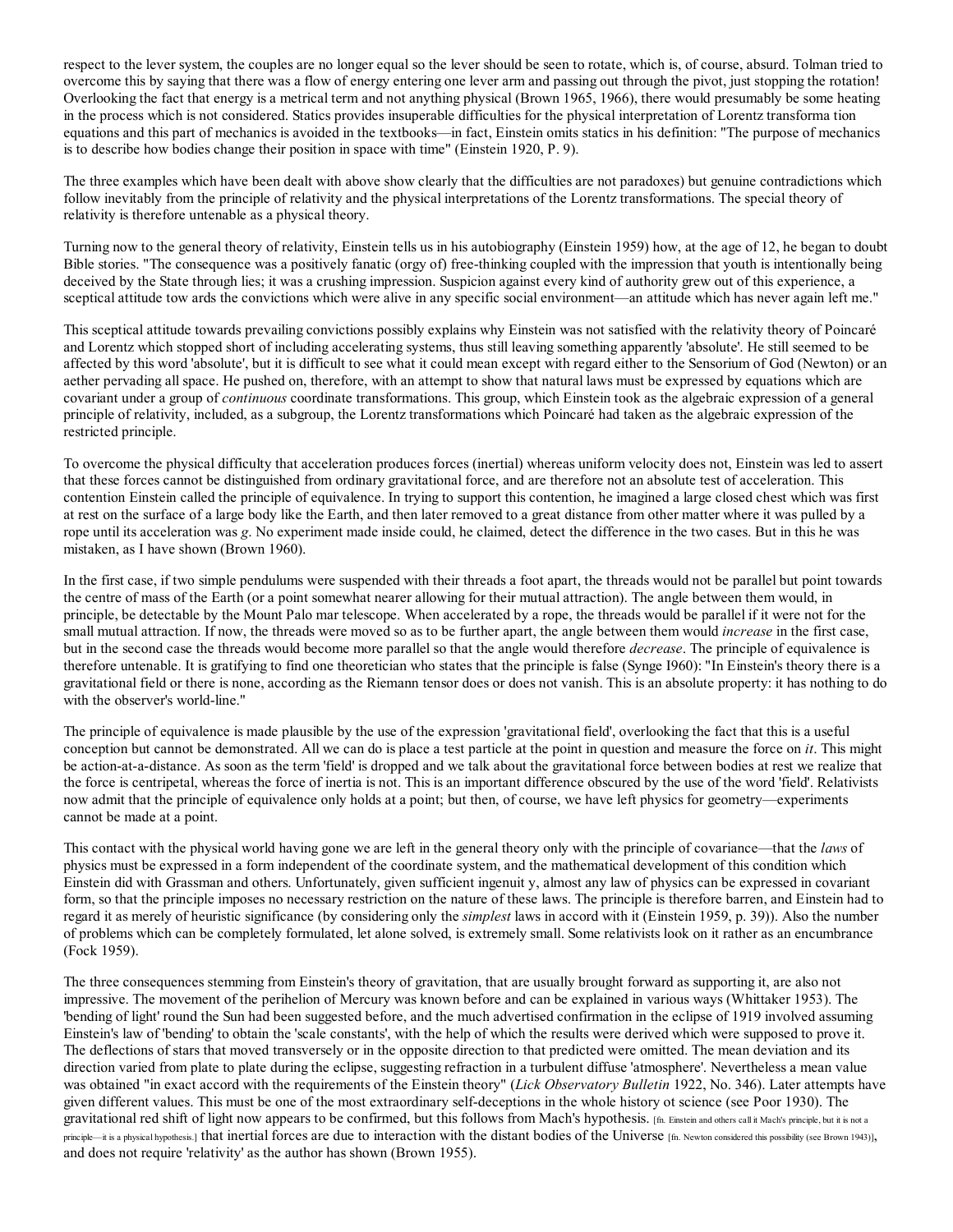respect to the lever system, the couples are no longer equal so the lever should be seen to rotate, which is, of course, absurd. Tolman tried to overcome this by saying that there was a flow of energy entering one lever arm and passing out through the pivot, just stopping the rotation! Overlooking the fact that energy is a metrical term and not anything physical (Brown 1965, 1966), there would presumably be some heating in the process which is not considered. Statics provides insuperable difficulties for the physical interpretation of Lorentz transforma tion equations and this part of mechanics is avoided in the textbooks—in fact, Einstein omits statics in his definition: "The purpose of mechanics is to describe how bodies change their position in space with time" (Einstein 1920, P. 9).

The three examples which have been dealt with above show clearly that the difficulties are not paradoxes) but genuine contradictions which follow inevitably from the principle of relativity and the physical interpretations of the Lorentz transformations. The special theory of relativity is therefore untenable as a physical theory.

Turning now to the general theory of relativity, Einstein tells us in his autobiography (Einstein 1959) how, at the age of 12, he began to doubt Bible stories. "The consequence was a positively fanatic (orgy of) free-thinking coupled with the impression that youth is intentionally being deceived by the State through lies; it was a crushing impression. Suspicion against every kind of authority grew out of this experience, a sceptical attitude tow ards the convictions which were alive in any specific social environment—an attitude which has never again left me."

This sceptical attitude towards prevailing convictions possibly explains why Einstein was not satisfied with the relativity theory of Poincaré and Lorentz which stopped short of including accelerating systems, thus still leaving something apparently 'absolute'. He still seemed to be affected by this word 'absolute', but it is difficult to see what it could mean except with regard either to the Sensorium of God (Newton) or an aether pervading all space. He pushed on, therefore, with an attempt to show that natural laws must be expressed by equations which are covariant under a group of *continuous* coordinate transformations. This group, which Einstein took as the algebraic expression of a general principle of relativity, included, as a subgroup, the Lorentz transformations which Poincaré had taken as the algebraic expression of the restricted principle.

To overcome the physical difficulty that acceleration produces forces (inertial) whereas uniform velocity does not, Einstein was led to assert that these forces cannot be distinguished from ordinary gravitational force, and are therefore not an absolute test of acceleration. This contention Einstein called the principle of equivalence. In trying to support this contention, he imagined a large closed chest which was first at rest on the surface of a large body like the Earth, and then later removed to a great distance from other matter where it was pulled by a rope until its acceleration was $g$. No experiment made inside could, he claimed, detect the difference in the two cases. But in this he was mistaken, as I have shown (Brown 1960).

In the first case, if two simple pendulums were suspended with their threads a foot apart, the threads would not be parallel but point towards the centre of mass of the Earth (or a point somewhat nearer allowing for their mutual attraction). The angle between them would, in principle, be detectable by the Mount Palo mar telescope. When accelerated by a rope, the threads would be parallel if it were not for the small mutual attraction. If now, the threads were moved so as to be further apart, the angle between them would *increase* in the first case, but in the second case the threads would become more parallel so that the angle would therefore *decrease*. The principle of equivalence is therefore untenable. It is gratifying to find one theoretician who states that the principle is false (Synge I960): "In Einstein's theory there is a gravitational field or there is none, according as the Riemann tensor does or does not vanish. This is an absolute property: it has nothing to do with the observer's world-line."

The principle of equivalence is made plausible by the use of the expression 'gravitational field', overlooking the fact that this is a useful conception but cannot be demonstrated. All we can do is place a test particle at the point in question and measure the force on *it*. This might be action-at-a-distance. As soon as the term 'field' is dropped and we talk about the gravitational force between bodies at rest we realize that the force is centripetal, whereas the force of inertia is not. This is an important difference obscured by the use of the word 'field'. Relativists now admit that the principle of equivalence only holds at a point; but then, of course, we have left physics for geometry—experiments cannot be made at a point.

This contact with the physical world having gone we are left in the general theory only with the principle of covariance—that the *laws* of physics must be expressed in a form independent of the coordinate system, and the mathematical development of this condition which Einstein did with Grassman and others. Unfortunately, given sufficient ingenuit y, almost any law of physics can be expressed in covariant form, so that the principle imposes no necessary restriction on the nature of these laws. The principle is therefore barren, and Einstein had to regard it as merely of heuristic significance (by considering only the *simplest* laws in accord with it (Einstein 1959, p. 39)). Also the number of problems which can be completely formulated, let alone solved, is extremely small. Some relativists look on it rather as an encumbrance (Fock 1959).

The three consequences stemming from Einstein's theory of gravitation, that are usually brought forward as supporting it, are also not impressive. The movement of the perihelion of Mercury was known before and can be explained in various ways (Whittaker 1953). The 'bending of light' round the Sun had been suggested before, and the much advertised confirmation in the eclipse of 1919 involved assuming Einstein's law of 'bending' to obtain the 'scale constants', with the help of which the results were derived which were supposed to prove it. The deflections of stars that moved transversely or in the opposite direction to that predicted were omitted. The mean deviation and its direction varied from plate to plate during the eclipse, suggesting refraction in a turbulent diffuse 'atmosphere'. Nevertheless a mean value was obtained "in exact accord with the requirements of the Einstein theory" (*Lick Observatory Bulletin* 1922, No. 346). Later attempts have given different values. This must be one of the most extraordinary self-deceptions in the whole history ot science (see Poor 1930). The gravitational red shift of light now appears to be confirmed, but this follows from Mach's hypothesis. [fn. Einstein and others call it Mach's principle, but it is not a principle—it is a physical hypothesis.] that inertial forces are due to interaction with the distant bodies of the Universe [fn. Newton considered this possibility (see Brown 1943)], and does not require 'relativity' as the author has shown (Brown 1955).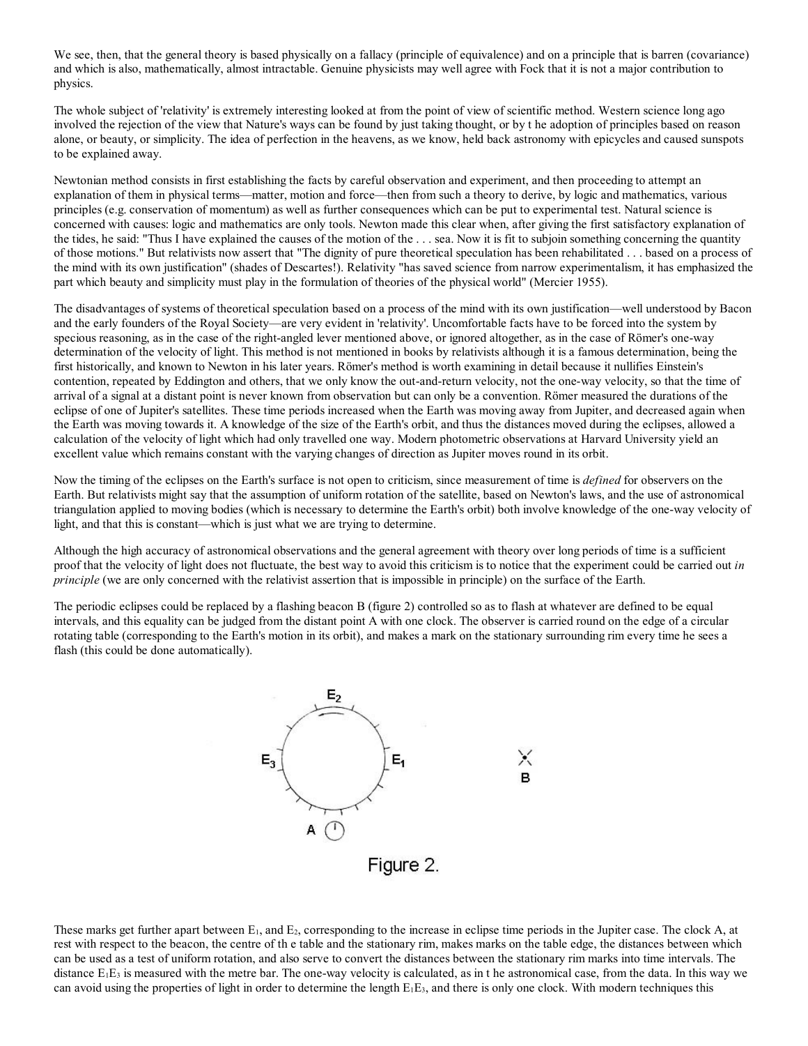We see, then, that the general theory is based physically on a fallacy (principle of equivalence) and on a principle that is barren (covariance) and which is also, mathematically, almost intractable. Genuine physicists may well agree with Fock that it is not a major contribution to physics.

The whole subject of 'relativity' is extremely interesting looked at from the point of view of scientific method. Western science long ago involved the rejection of the view that Nature's ways can be found by just taking thought, or by t he adoption of principles based on reason alone, or beauty, or simplicity. The idea of perfection in the heavens, as we know, held back astronomy with epicycles and caused sunspots to be explained away.

Newtonian method consists in first establishing the facts by careful observation and experiment, and then proceeding to attempt an explanation of them in physical terms—matter, motion and force—then from such a theory to derive, by logic and mathematics, various principles (e.g. conservation of momentum) as well as further consequences which can be put to experimental test. Natural science is concerned with causes: logic and mathematics are only tools. Newton made this clear when, after giving the first satisfactory explanation of the tides, he said: "Thus I have explained the causes of the motion of the . . . sea. Now it is fit to subjoin something concerning the quantity of those motions." But relativists now assert that "The dignity of pure theoretical speculation has been rehabilitated . . . based on a process of the mind with its own justification" (shades of Descartes!). Relativity "has saved science from narrow experimentalism, it has emphasized the part which beauty and simplicity must play in the formulation of theories of the physical world" (Mercier 1955).

The disadvantages of systems of theoretical speculation based on a process of the mind with its own justification—well understood by Bacon and the early founders of the Royal Society—are very evident in 'relativity'. Uncomfortable facts have to be forced into the system by specious reasoning, as in the case of the right-angled lever mentioned above, or ignored altogether, as in the case of Römer's one-way determination of the velocity of light. This method is not mentioned in books by relativists although it is a famous determination, being the first historically, and known to Newton in his later years. Römer's method is worth examining in detail because it nullifies Einstein's contention, repeated by Eddington and others, that we only know the out-and-return velocity, not the one-way velocity, so that the time of arrival of a signal at a distant point is never known from observation but can only be a convention. Römer measured the durations of the eclipse of one of Jupiter's satellites. These time periods increased when the Earth was moving away from Jupiter, and decreased again when the Earth was moving towards it. A knowledge of the size of the Earth's orbit, and thus the distances moved during the eclipses, allowed a calculation of the velocity of light which had only travelled one way. Modern photometric observations at Harvard University yield an excellent value which remains constant with the varying changes of direction as Jupiter moves round in its orbit.

Now the timing of the eclipses on the Earth's surface is not open to criticism, since measurement of time is *defined* for observers on the Earth. But relativists might say that the assumption of uniform rotation of the satellite, based on Newton's laws, and the use of astronomical triangulation applied to moving bodies (which is necessary to determine the Earth's orbit) both involve knowledge of the one-way velocity of light, and that this is constant—which is just what we are trying to determine.

Although the high accuracy of astronomical observations and the general agreement with theory over long periods of time is a sufficient proof that the velocity of light does not fluctuate, the best way to avoid this criticism is to notice that the experiment could be carried out *in principle* (we are only concerned with the relativist assertion that is impossible in principle) on the surface of the Earth.

The periodic eclipses could be replaced by a flashing beacon B (figure 2) controlled so as to flash at whatever are defined to be equal intervals, and this equality can be judged from the distant point A with one clock. The observer is carried round on the edge of a circular rotating table (corresponding to the Earth's motion in its orbit), and makes a mark on the stationary surrounding rim every time he sees a flash (this could be done automatically).

Figure 2.

These marks get further apart between $E_1$, and $E_2$, corresponding to the increase in eclipse time periods in the Jupiter case. The clock A, at rest with respect to the beacon, the centre of th e table and the stationary rim, makes marks on the table edge, the distances between which can be used as a test of uniform rotation, and also serve to convert the distances between the stationary rim marks into time intervals. The distance $E_1E_3$ is measured with the metre bar. The one-way velocity is calculated, as in t he astronomical case, from the data. In this way we can avoid using the properties of light in order to determine the length $E_1E_3$, and there is only one clock. With modern techniques this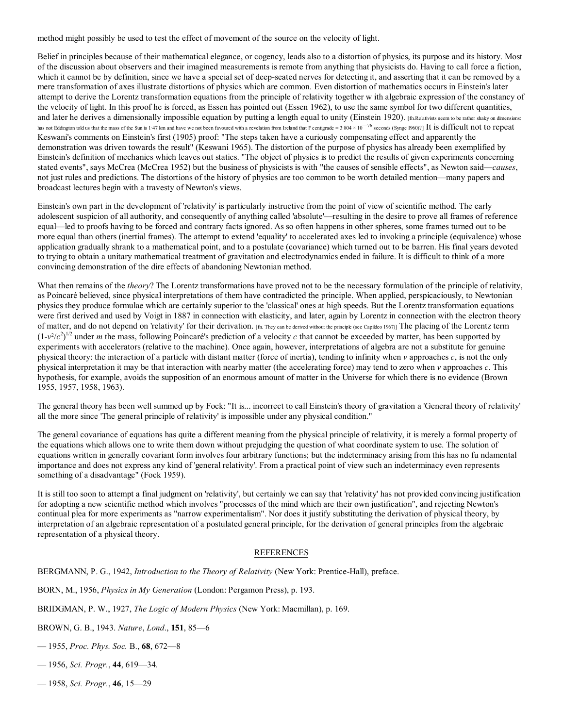method might possibly be used to test the effect of movement of the source on the velocity of light.

Belief in principles because of their mathematical elegance, or cogency, leads also to a distortion of physics, its purpose and its history. Most of the discussion about observers and their imagined measurements is remote from anything that physicists do. Having to call force a fiction, which it cannot be by definition, since we have a special set of deep-seated nerves for detecting it, and asserting that it can be removed by a mere transformation of axes illustrate distortions of physics which are common. Even distortion of mathematics occurs in Einstein's later attempt to derive the Lorentz transformation equations from the principle of relativity together w ith algebraic expression of the constancy of the velocity of light. In this proof he is forced, as Essen has pointed out (Essen 1962), to use the same symbol for two different quantities, and later he derives a dimensionally impossible equation by putting a length equal to unity (Einstein 1920). [fn.Relativists seem to be rather shaky on dimensions: has not Eddington told us that the mass of the Sun is 1·47 km and have we not been favoured with a revelation from Ireland that 1° centigrade = 3·804 × 10$^{-76}$ seconds (Synge 1960)?] It is difficult not to repeat Keswani's comments on Einstein's first (1905) proof: "The steps taken have a curiously compensating effect and apparently the demonstration was driven towards the result" (Keswani 1965). The distortion of the purpose of physics has already been exemplified by Einstein's definition of mechanics which leaves out statics. "The object of physics is to predict the results of given experiments concerning stated events", says McCrea (McCrea 1952) but the business of physicists is with "the causes of sensible effects", as Newton said—*causes*, not just rules and predictions. The distortions of the history of physics are too common to be worth detailed mention—many papers and broadcast lectures begin with a travesty of Newton's views.

Einstein's own part in the development of 'relativity' is particularly instructive from the point of view of scientific method. The early adolescent suspicion of all authority, and consequently of anything called 'absolute'—resulting in the desire to prove all frames of reference equal—led to proofs having to be forced and contrary facts ignored. As so often happens in other spheres, some frames turned out to be more equal than others (inertial frames). The attempt to extend 'equality' to accelerated axes led to invoking a principle (equivalence) whose application gradually shrank to a mathematical point, and to a postulate (covariance) which turned out to be barren. His final years devoted to trying to obtain a unitary mathematical treatment of gravitation and electrodynamics ended in failure. It is difficult to think of a more convincing demonstration of the dire effects of abandoning Newtonian method.

What then remains of the *theory*? The Lorentz transformations have proved not to be the necessary formulation of the principle of relativity, as Poincaré believed, since physical interpretations of them have contradicted the principle. When applied, perspicaciously, to Newtonian physics they produce formulae which are certainly superior to the 'classical' ones at high speeds. But the Lorentz transformation equations were first derived and used by Voigt in 1887 in connection with elasticity, and later, again by Lorentz in connection with the electron theory of matter, and do not depend on 'relativity' for their derivation. [fn. They can be derived without the principle (see Capildeo 1967)] The placing of the Lorentz term $(1-v^2/c^2)^{1/2}$ under $m$ the mass, following Poincaré's prediction of a velocity $c$ that cannot be exceeded by matter, has been supported by experiments with accelerators (relative to the machine). Once again, however, interpretations of algebra are not a substitute for genuine physical theory: the interaction of a particle with distant matter (force of inertia), tending to infinity when $v$ approaches $c$, is not the only physical interpretation it may be that interaction with nearby matter (the accelerating force) may tend to zero when $v$ approaches $c$. This hypothesis, for example, avoids the supposition of an enormous amount of matter in the Universe for which there is no evidence (Brown 1955, 1957, 1958, 1963).

The general theory has been well summed up by Fock: "It is... incorrect to call Einstein's theory of gravitation a 'General theory of relativity' all the more since 'The general principle of relativity' is impossible under any physical condition."

The general covariance of equations has quite a different meaning from the physical principle of relativity, it is merely a formal property of the equations which allows one to write them down without prejudging the question of what coordinate system to use. The solution of equations written in generally covariant form involves four arbitrary functions; but the indeterminacy arising from this has no fu ndamental importance and does not express any kind of 'general relativity'. From a practical point of view such an indeterminacy even represents something of a disadvantage" (Fock 1959).

It is still too soon to attempt a final judgment on 'relativity', but certainly we can say that 'relativity' has not provided convincing justification for adopting a new scientific method which involves "processes of the mind which are their own justification", and rejecting Newton's continual plea for more experiments as "narrow experimentalism". Nor does it justify substituting the derivation of physical theory, by interpretation of an algebraic representation of a postulated general principle, for the derivation of general principles from the algebraic representation of a physical theory.

## REFERENCES

BERGMANN, P. G., 1942, *Introduction to the Theory of Relativity* (New York: Prentice-Hall), preface.

BORN, M., 1956, *Physics in My Generation* (London: Pergamon Press), p. 193.

BRIDGMAN, P. W., 1927, *The Logic of Modern Physics* (New York: Macmillan), p. 169.

BROWN, G. B., 1943. *Nature*, *Lond*., **151**, 85—6

— 1955, *Proc. Phys. Soc.* B., **68**, 672—8

— 1956, *Sci. Progr.*, **44**, 619—34.

— 1958, *Sci. Progr.*, **46**, 15—29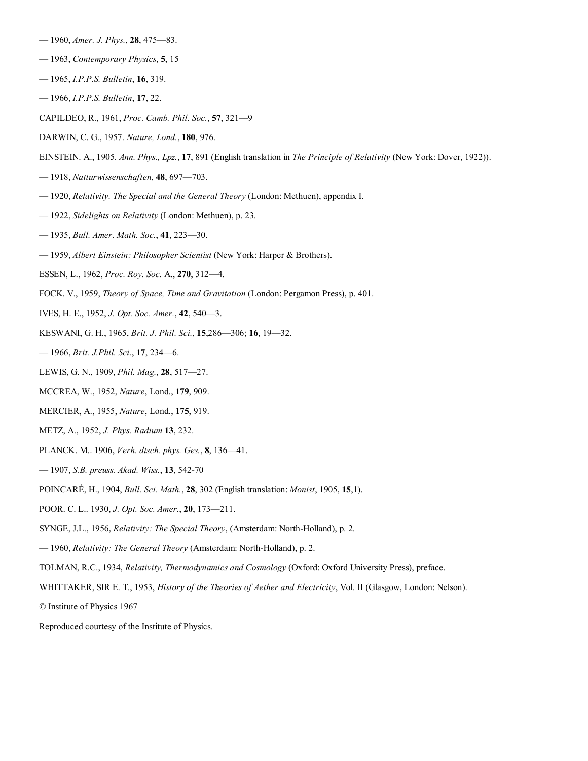— 1960, *Amer. J. Phys.*, **28**, 475—83.

— 1963, *Contemporary Physics*, **5**, 15

— 1965, *I.P.P.S. Bulletin*, **16**, 319.

— 1966, *I.P.P.S. Bulletin*, **17**, 22.

CAPILDEO, R., 1961, *Proc. Camb. Phil. Soc.*, **57**, 321—9

DARWIN, C. G., 1957. *Nature, Lond.*, **180**, 976.

EINSTEIN. A., 1905. *Ann. Phys., Lpz.*, **17**, 891 (English translation in *The Principle of Relativity* (New York: Dover, 1922)).

— 1918, *Natturwissenschaften*, **48**, 697—703.

— 1920, *Relativity. The Special and the General Theory* (London: Methuen), appendix I.

— 1922, *Sidelights on Relativity* (London: Methuen), p. 23.

— 1935, *Bull. Amer. Math. Soc.*, **41**, 223—30.

— 1959, *Albert Einstein: Philosopher Scientist* (New York: Harper & Brothers).

ESSEN, L., 1962, *Proc. Roy. Soc.* A., **270**, 312—4.

FOCK. V., 1959, *Theory of Space, Time and Gravitation* (London: Pergamon Press), p. 401.

IVES, H. E., 1952, *J. Opt. Soc. Amer.*, **42**, 540—3.

KESWANI, G. H., 1965, *Brit. J. Phil. Sci.*, **15**,286—306; **16**, 19—32.

— 1966, *Brit. J.Phil. Sci.*, **17**, 234—6.

LEWIS, G. N., 1909, *Phil. Mag.*, **28**, 517—27.

MCCREA, W., 1952, *Nature*, Lond., **179**, 909.

MERCIER, A., 1955, *Nature*, Lond., **175**, 919.

METZ, A., 1952, *J. Phys. Radium* **13**, 232.

PLANCK. M.. 1906, *Verh. dtsch. phys. Ges.*, **8**, 136—41.

— 1907, *S.B. preuss. Akad. Wiss.*, **13**, 542-70

POINCARÉ, H., 1904, *Bull. Sci. Math.*, **28**, 302 (English translation: *Monist*, 1905, **15**,1).

POOR. C. L.. 1930, *J. Opt. Soc. Amer.*, **20**, 173—211.

SYNGE, J.L., 1956, *Relativity: The Special Theory*, (Amsterdam: North-Holland), p. 2.

— 1960, *Relativity: The General Theory* (Amsterdam: North-Holland), p. 2.

TOLMAN, R.C., 1934, *Relativity, Thermodynamics and Cosmology* (Oxford: Oxford University Press), preface.

WHITTAKER, SIR E. T., 1953, *History of the Theories of Aether and Electricity*, Vol. II (Glasgow, London: Nelson).

© Institute of Physics 1967

Reproduced courtesy of the Institute of Physics.